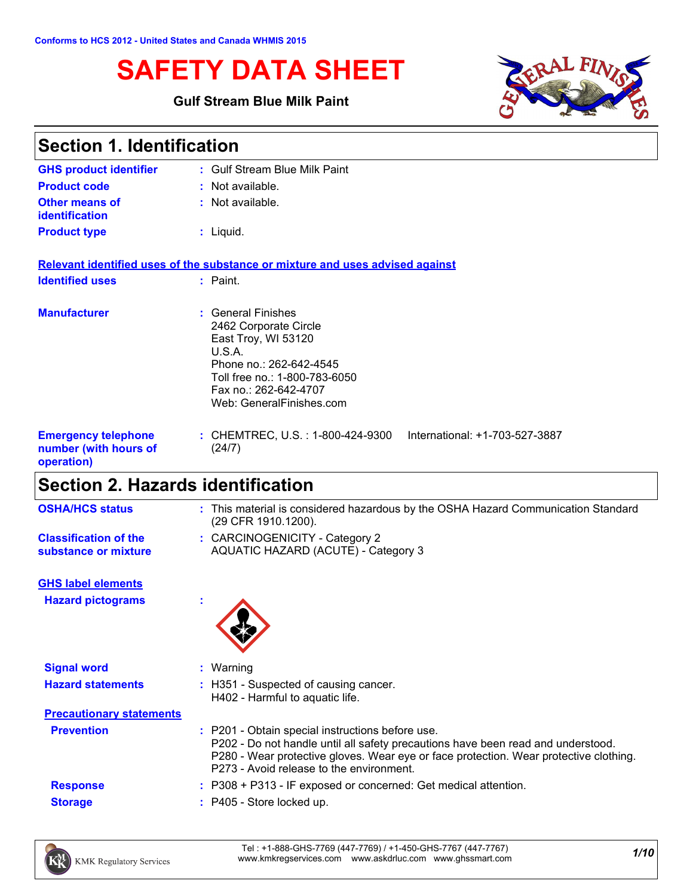Conforms to HCS 2012 - United States and Canada WHMIS 2015

# SAFETY DATA SHEET

**Gulf Stream Blue Milk Paint**

## Section 1. Identification

| | | |
|---|---|---|
| **GHS product identifier** | : | Gulf Stream Blue Milk Paint |
| **Product code** | : | Not available. |
| **Other means of identification** | : | Not available. |
| **Product type** | : | Liquid. |

**Relevant identified uses of the substance or mixture and uses advised against**

| | | |
|---|---|---|
| **Identified uses** | : | Paint. |
| **Manufacturer** | : | General Finishes<br>2462 Corporate Circle<br>East Troy, WI 53120<br>U.S.A.<br>Phone no.: 262-642-4545<br>Toll free no.: 1-800-783-6050<br>Fax no.: 262-642-4707<br>Web: GeneralFinishes.com |
| **Emergency telephone number (with hours of operation)** | : | CHEMTREC, U.S. : 1-800-424-9300 International: +1-703-527-3887 (24/7) |

## Section 2. Hazards identification

| | | |
|---|---|---|
| **OSHA/HCS status** | : | This material is considered hazardous by the OSHA Hazard Communication Standard (29 CFR 1910.1200). |
| **Classification of the substance or mixture** | : | CARCINOGENICITY - Category 2<br>AQUATIC HAZARD (ACUTE) - Category 3 |

**GHS label elements**

| | | |
|---|---|---|
| **Hazard pictograms** | : | |
| **Signal word** | : | Warning |
| **Hazard statements** | : | H351 - Suspected of causing cancer.<br>H402 - Harmful to aquatic life. |

**Precautionary statements**

| | | |
|---|---|---|
| **Prevention** | : | P201 - Obtain special instructions before use.<br>P202 - Do not handle until all safety precautions have been read and understood.<br>P280 - Wear protective gloves. Wear eye or face protection. Wear protective clothing.<br>P273 - Avoid release to the environment. |
| **Response** | : | P308 + P313 - IF exposed or concerned: Get medical attention. |
| **Storage** | : | P405 - Store locked up. |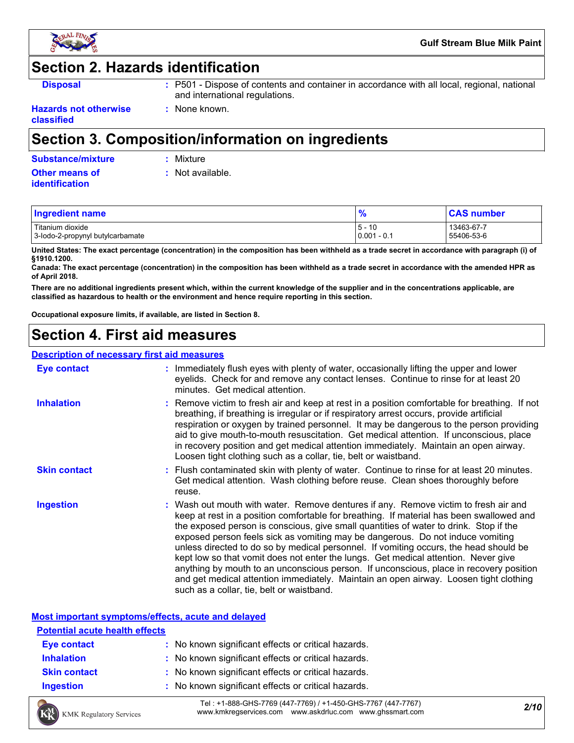## Section 2. Hazards identification

**Disposal** : P501 - Dispose of contents and container in accordance with all local, regional, national and international regulations.

**Hazards not otherwise classified** : None known.

## Section 3. Composition/information on ingredients

**Substance/mixture** : Mixture

**Other means of identification** : Not available.

| Ingredient name | % | CAS number |
|---|---|---|
| Titanium dioxide | 5 - 10 | 13463-67-7 |
| 3-Iodo-2-propynyl butylcarbamate | 0.001 - 0.1 | 55406-53-6 |

**United States: The exact percentage (concentration) in the composition has been withheld as a trade secret in accordance with paragraph (i) of §1910.1200.**

**Canada: The exact percentage (concentration) in the composition has been withheld as a trade secret in accordance with the amended HPR as of April 2018.**

**There are no additional ingredients present which, within the current knowledge of the supplier and in the concentrations applicable, are classified as hazardous to health or the environment and hence require reporting in this section.**

**Occupational exposure limits, if available, are listed in Section 8.**

## Section 4. First aid measures

### Description of necessary first aid measures

**Eye contact** : Immediately flush eyes with plenty of water, occasionally lifting the upper and lower eyelids. Check for and remove any contact lenses. Continue to rinse for at least 20 minutes. Get medical attention.

**Inhalation** : Remove victim to fresh air and keep at rest in a position comfortable for breathing. If not breathing, if breathing is irregular or if respiratory arrest occurs, provide artificial respiration or oxygen by trained personnel. It may be dangerous to the person providing aid to give mouth-to-mouth resuscitation. Get medical attention. If unconscious, place in recovery position and get medical attention immediately. Maintain an open airway. Loosen tight clothing such as a collar, tie, belt or waistband.

**Skin contact** : Flush contaminated skin with plenty of water. Continue to rinse for at least 20 minutes. Get medical attention. Wash clothing before reuse. Clean shoes thoroughly before reuse.

**Ingestion** : Wash out mouth with water. Remove dentures if any. Remove victim to fresh air and keep at rest in a position comfortable for breathing. If material has been swallowed and the exposed person is conscious, give small quantities of water to drink. Stop if the exposed person feels sick as vomiting may be dangerous. Do not induce vomiting unless directed to do so by medical personnel. If vomiting occurs, the head should be kept low so that vomit does not enter the lungs. Get medical attention. Never give anything by mouth to an unconscious person. If unconscious, place in recovery position and get medical attention immediately. Maintain an open airway. Loosen tight clothing such as a collar, tie, belt or waistband.

### Most important symptoms/effects, acute and delayed

#### Potential acute health effects

**Eye contact** : No known significant effects or critical hazards.

**Inhalation** : No known significant effects or critical hazards.

**Skin contact** : No known significant effects or critical hazards.

**Ingestion** : No known significant effects or critical hazards.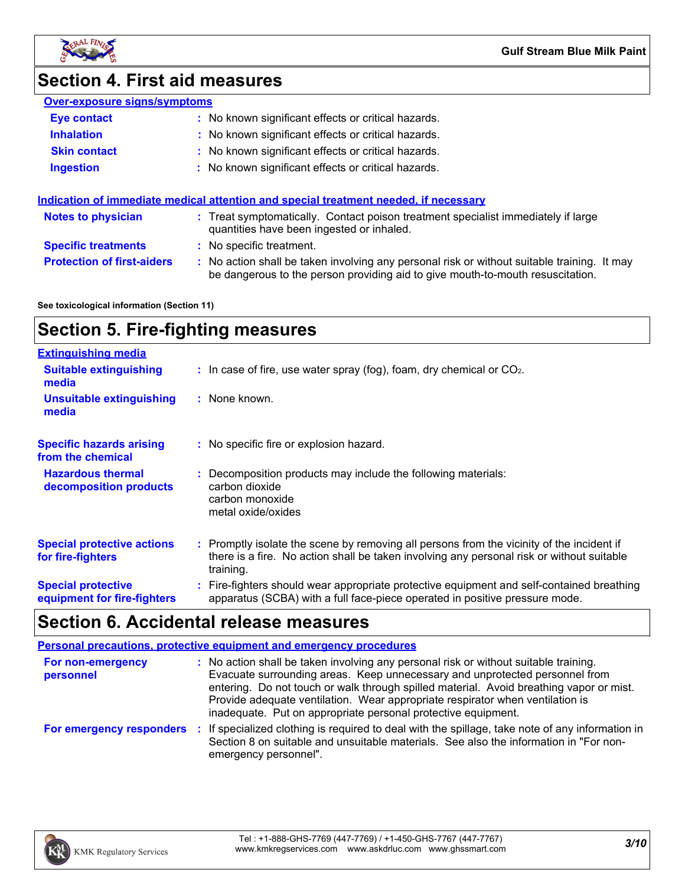# Section 4. First aid measures

**Over-exposure signs/symptoms**

| | |
|---|---|
| **Eye contact** | : No known significant effects or critical hazards. |
| **Inhalation** | : No known significant effects or critical hazards. |
| **Skin contact** | : No known significant effects or critical hazards. |
| **Ingestion** | : No known significant effects or critical hazards. |

**Indication of immediate medical attention and special treatment needed, if necessary**

| | |
|---|---|
| **Notes to physician** | : Treat symptomatically. Contact poison treatment specialist immediately if large quantities have been ingested or inhaled. |
| **Specific treatments** | : No specific treatment. |
| **Protection of first-aiders** | : No action shall be taken involving any personal risk or without suitable training. It may be dangerous to the person providing aid to give mouth-to-mouth resuscitation. |

**See toxicological information (Section 11)**

# Section 5. Fire-fighting measures

**Extinguishing media**

| | |
|---|---|
| **Suitable extinguishing media** | : In case of fire, use water spray (fog), foam, dry chemical or $CO_2$. |
| **Unsuitable extinguishing media** | : None known. |
| **Specific hazards arising from the chemical** | : No specific fire or explosion hazard. |
| **Hazardous thermal decomposition products** | : Decomposition products may include the following materials: carbon dioxide, carbon monoxide, metal oxide/oxides |
| **Special protective actions for fire-fighters** | : Promptly isolate the scene by removing all persons from the vicinity of the incident if there is a fire. No action shall be taken involving any personal risk or without suitable training. |
| **Special protective equipment for fire-fighters** | : Fire-fighters should wear appropriate protective equipment and self-contained breathing apparatus (SCBA) with a full face-piece operated in positive pressure mode. |

# Section 6. Accidental release measures

**Personal precautions, protective equipment and emergency procedures**

| | |
|---|---|
| **For non-emergency personnel** | : No action shall be taken involving any personal risk or without suitable training. Evacuate surrounding areas. Keep unnecessary and unprotected personnel from entering. Do not touch or walk through spilled material. Avoid breathing vapor or mist. Provide adequate ventilation. Wear appropriate respirator when ventilation is inadequate. Put on appropriate personal protective equipment. |
| **For emergency responders** | : If specialized clothing is required to deal with the spillage, take note of any information in Section 8 on suitable and unsuitable materials. See also the information in "For non-emergency personnel". |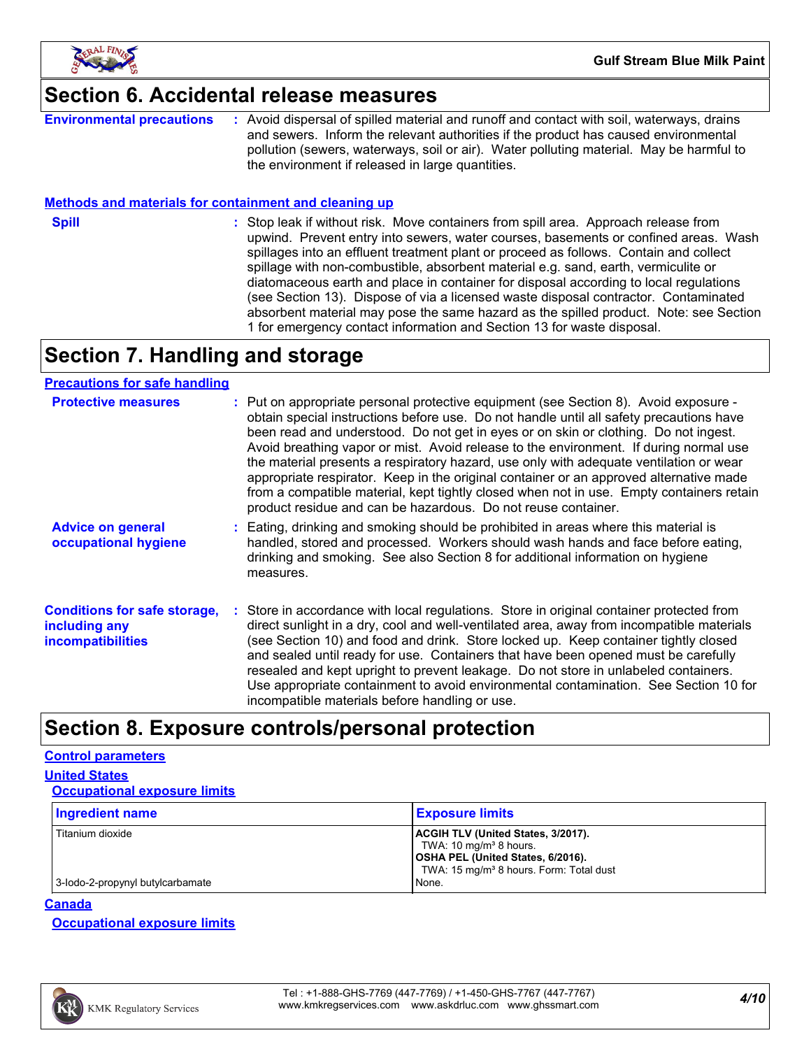## Section 6. Accidental release measures

**Environmental precautions** : Avoid dispersal of spilled material and runoff and contact with soil, waterways, drains and sewers. Inform the relevant authorities if the product has caused environmental pollution (sewers, waterways, soil or air). Water polluting material. May be harmful to the environment if released in large quantities.

### Methods and materials for containment and cleaning up

**Spill** : Stop leak if without risk. Move containers from spill area. Approach release from upwind. Prevent entry into sewers, water courses, basements or confined areas. Wash spillages into an effluent treatment plant or proceed as follows. Contain and collect spillage with non-combustible, absorbent material e.g. sand, earth, vermiculite or diatomaceous earth and place in container for disposal according to local regulations (see Section 13). Dispose of via a licensed waste disposal contractor. Contaminated absorbent material may pose the same hazard as the spilled product. Note: see Section 1 for emergency contact information and Section 13 for waste disposal.

## Section 7. Handling and storage

### Precautions for safe handling

**Protective measures** : Put on appropriate personal protective equipment (see Section 8). Avoid exposure - obtain special instructions before use. Do not handle until all safety precautions have been read and understood. Do not get in eyes or on skin or clothing. Do not ingest. Avoid breathing vapor or mist. Avoid release to the environment. If during normal use the material presents a respiratory hazard, use only with adequate ventilation or wear appropriate respirator. Keep in the original container or an approved alternative made from a compatible material, kept tightly closed when not in use. Empty containers retain product residue and can be hazardous. Do not reuse container.

**Advice on general occupational hygiene** : Eating, drinking and smoking should be prohibited in areas where this material is handled, stored and processed. Workers should wash hands and face before eating, drinking and smoking. See also Section 8 for additional information on hygiene measures.

**Conditions for safe storage, including any incompatibilities** : Store in accordance with local regulations. Store in original container protected from direct sunlight in a dry, cool and well-ventilated area, away from incompatible materials (see Section 10) and food and drink. Store locked up. Keep container tightly closed and sealed until ready for use. Containers that have been opened must be carefully resealed and kept upright to prevent leakage. Do not store in unlabeled containers. Use appropriate containment to avoid environmental contamination. See Section 10 for incompatible materials before handling or use.

## Section 8. Exposure controls/personal protection

### Control parameters

### United States

#### Occupational exposure limits

| Ingredient name | Exposure limits |
|---|---|
| Titanium dioxide | **ACGIH TLV (United States, 3/2017).**<br>TWA: 10 mg/m³ 8 hours.<br>**OSHA PEL (United States, 6/2016).**<br>TWA: 15 mg/m³ 8 hours. Form: Total dust |
| 3-Iodo-2-propynyl butylcarbamate | None. |

### Canada

#### Occupational exposure limits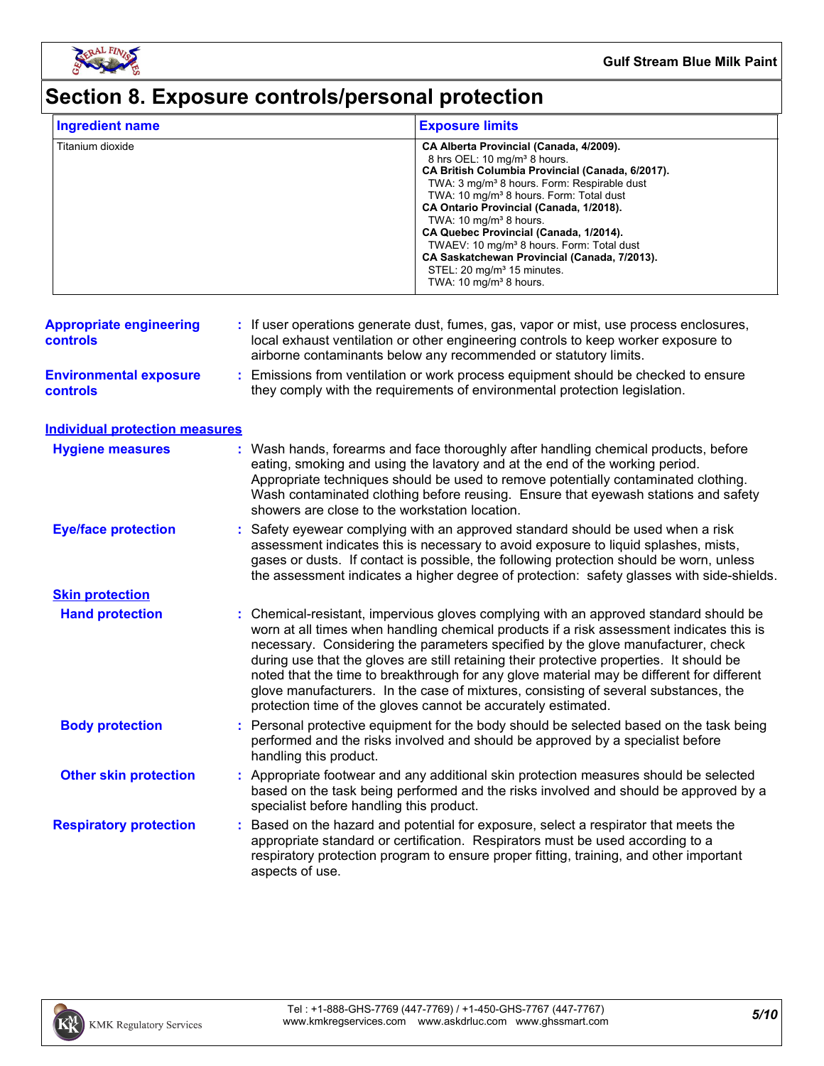# Section 8. Exposure controls/personal protection

| Ingredient name | Exposure limits |
|---|---|
| Titanium dioxide | **CA Alberta Provincial (Canada, 4/2009).**<br>8 hrs OEL: 10 mg/m³ 8 hours.<br>**CA British Columbia Provincial (Canada, 6/2017).**<br>TWA: 3 mg/m³ 8 hours. Form: Respirable dust<br>TWA: 10 mg/m³ 8 hours. Form: Total dust<br>**CA Ontario Provincial (Canada, 1/2018).**<br>TWA: 10 mg/m³ 8 hours.<br>**CA Quebec Provincial (Canada, 1/2014).**<br>TWAEV: 10 mg/m³ 8 hours. Form: Total dust<br>**CA Saskatchewan Provincial (Canada, 7/2013).**<br>STEL: 20 mg/m³ 15 minutes.<br>TWA: 10 mg/m³ 8 hours. |

**Appropriate engineering controls** : If user operations generate dust, fumes, gas, vapor or mist, use process enclosures, local exhaust ventilation or other engineering controls to keep worker exposure to airborne contaminants below any recommended or statutory limits.

**Environmental exposure controls** : Emissions from ventilation or work process equipment should be checked to ensure they comply with the requirements of environmental protection legislation.

## Individual protection measures

**Hygiene measures** : Wash hands, forearms and face thoroughly after handling chemical products, before eating, smoking and using the lavatory and at the end of the working period. Appropriate techniques should be used to remove potentially contaminated clothing. Wash contaminated clothing before reusing. Ensure that eyewash stations and safety showers are close to the workstation location.

**Eye/face protection** : Safety eyewear complying with an approved standard should be used when a risk assessment indicates this is necessary to avoid exposure to liquid splashes, mists, gases or dusts. If contact is possible, the following protection should be worn, unless the assessment indicates a higher degree of protection: safety glasses with side-shields.

### Skin protection

**Hand protection** : Chemical-resistant, impervious gloves complying with an approved standard should be worn at all times when handling chemical products if a risk assessment indicates this is necessary. Considering the parameters specified by the glove manufacturer, check during use that the gloves are still retaining their protective properties. It should be noted that the time to breakthrough for any glove material may be different for different glove manufacturers. In the case of mixtures, consisting of several substances, the protection time of the gloves cannot be accurately estimated.

**Body protection** : Personal protective equipment for the body should be selected based on the task being performed and the risks involved and should be approved by a specialist before handling this product.

**Other skin protection** : Appropriate footwear and any additional skin protection measures should be selected based on the task being performed and the risks involved and should be approved by a specialist before handling this product.

**Respiratory protection** : Based on the hazard and potential for exposure, select a respirator that meets the appropriate standard or certification. Respirators must be used according to a respiratory protection program to ensure proper fitting, training, and other important aspects of use.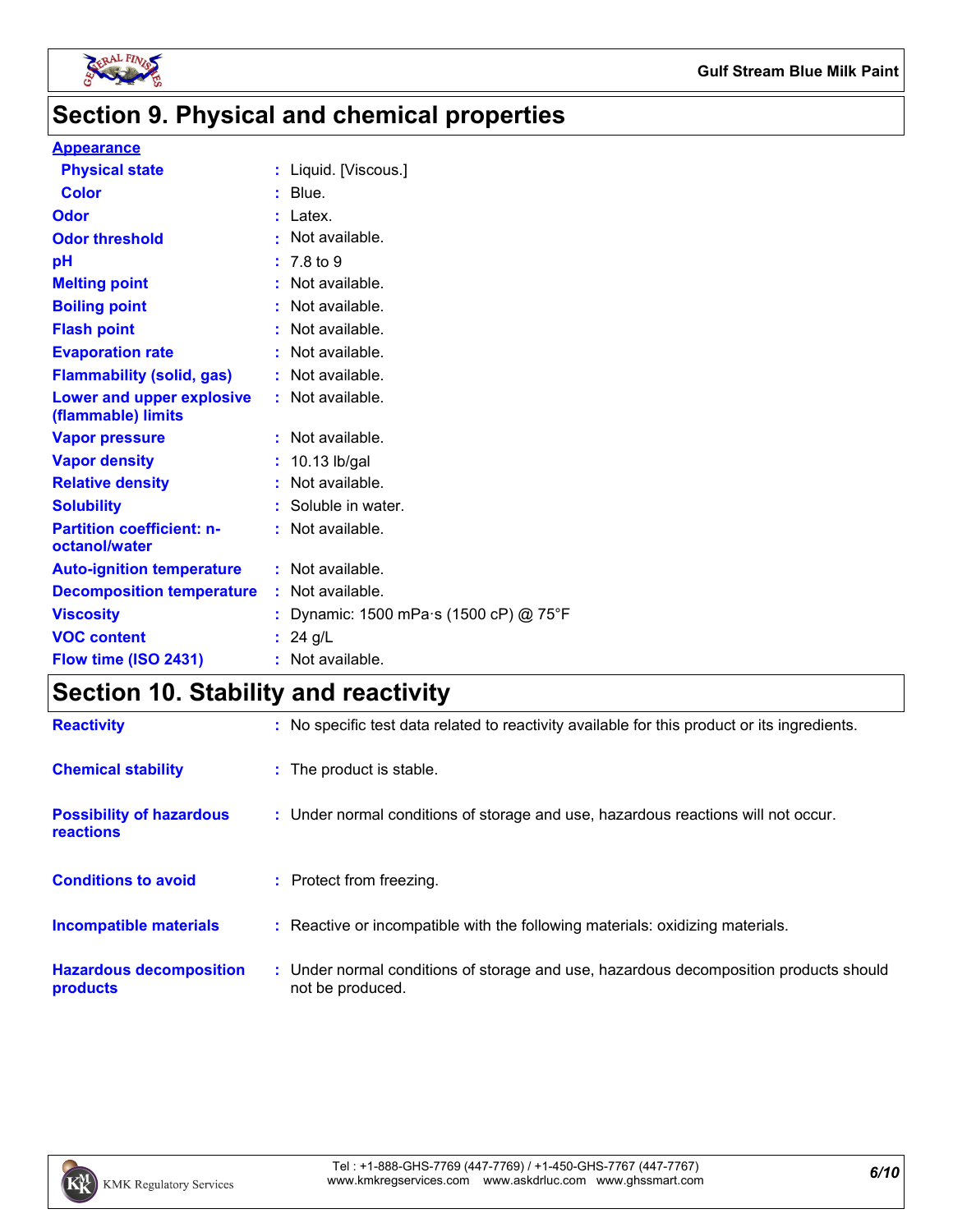## Section 9. Physical and chemical properties

**Appearance**

| Property | Value |
|---|---|
| Physical state | Liquid. [Viscous.] |
| Color | Blue. |
| Odor | Latex. |
| Odor threshold | Not available. |
| pH | 7.8 to 9 |
| Melting point | Not available. |
| Boiling point | Not available. |
| Flash point | Not available. |
| Evaporation rate | Not available. |
| Flammability (solid, gas) | Not available. |
| Lower and upper explosive (flammable) limits | Not available. |
| Vapor pressure | Not available. |
| Vapor density | 10.13 lb/gal |
| Relative density | Not available. |
| Solubility | Soluble in water. |
| Partition coefficient: n-octanol/water | Not available. |
| Auto-ignition temperature | Not available. |
| Decomposition temperature | Not available. |
| Viscosity | Dynamic: 1500 mPa·s (1500 cP) @ 75°F |
| VOC content | 24 g/L |
| Flow time (ISO 2431) | Not available. |

## Section 10. Stability and reactivity

| Property | Value |
|---|---|
| Reactivity | No specific test data related to reactivity available for this product or its ingredients. |
| Chemical stability | The product is stable. |
| Possibility of hazardous reactions | Under normal conditions of storage and use, hazardous reactions will not occur. |
| Conditions to avoid | Protect from freezing. |
| Incompatible materials | Reactive or incompatible with the following materials: oxidizing materials. |
| Hazardous decomposition products | Under normal conditions of storage and use, hazardous decomposition products should not be produced. |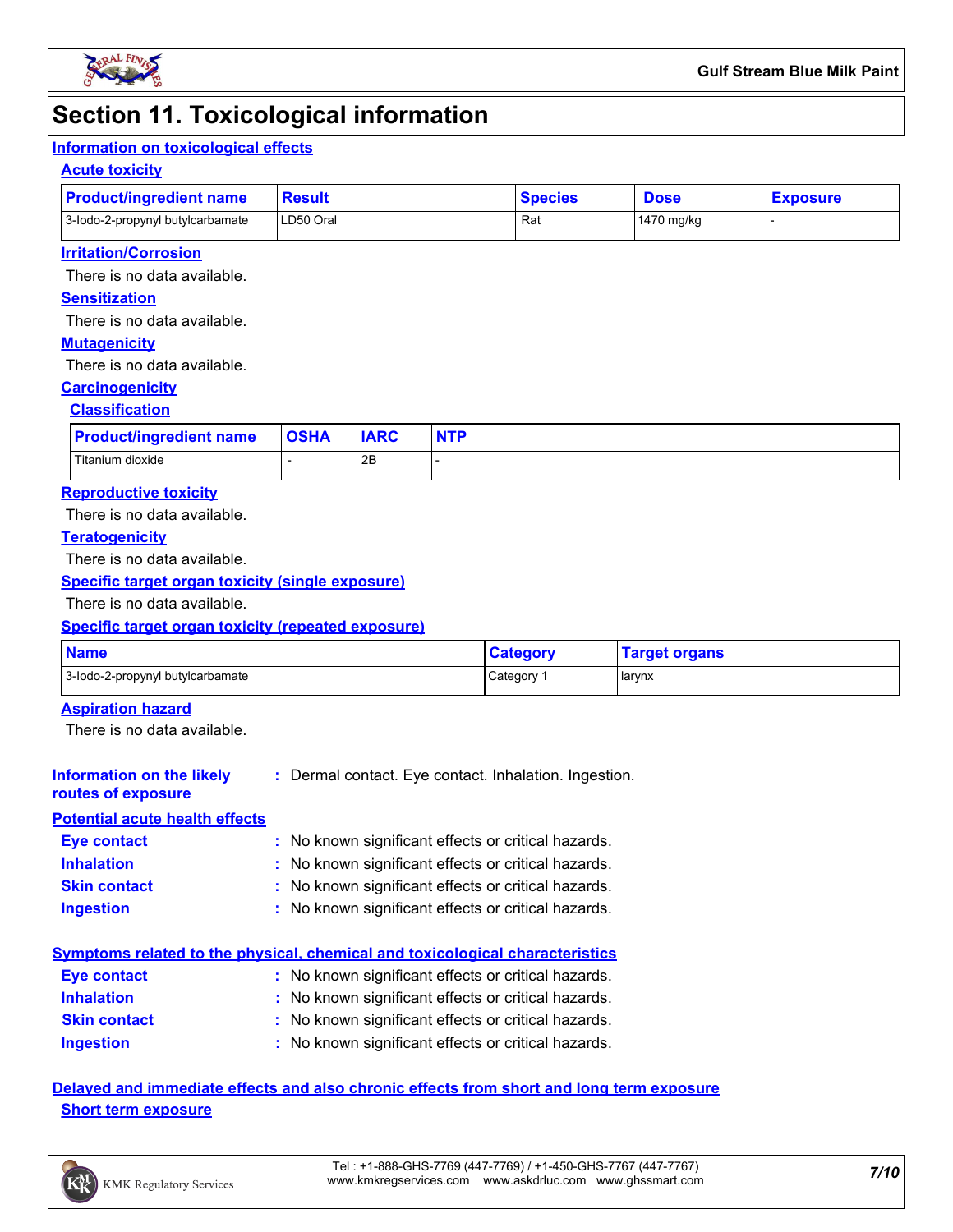# Section 11. Toxicological information

## Information on toxicological effects

### Acute toxicity

| Product/ingredient name | Result | Species | Dose | Exposure |
|---|---|---|---|---|
| 3-Iodo-2-propynyl butylcarbamate | LD50 Oral | Rat | 1470 mg/kg | - |

### Irritation/Corrosion

There is no data available.

### Sensitization

There is no data available.

### Mutagenicity

There is no data available.

### Carcinogenicity

#### Classification

| Product/ingredient name | OSHA | IARC | NTP |
|---|---|---|---|
| Titanium dioxide | - | 2B | - |

### Reproductive toxicity

There is no data available.

### Teratogenicity

There is no data available.

### Specific target organ toxicity (single exposure)

There is no data available.

### Specific target organ toxicity (repeated exposure)

| Name | Category | Target organs |
|---|---|---|
| 3-Iodo-2-propynyl butylcarbamate | Category 1 | larynx |

### Aspiration hazard

There is no data available.

**Information on the likely routes of exposure** : Dermal contact. Eye contact. Inhalation. Ingestion.

## Potential acute health effects

**Eye contact** : No known significant effects or critical hazards.
**Inhalation** : No known significant effects or critical hazards.
**Skin contact** : No known significant effects or critical hazards.
**Ingestion** : No known significant effects or critical hazards.

## Symptoms related to the physical, chemical and toxicological characteristics

**Eye contact** : No known significant effects or critical hazards.
**Inhalation** : No known significant effects or critical hazards.
**Skin contact** : No known significant effects or critical hazards.
**Ingestion** : No known significant effects or critical hazards.

## Delayed and immediate effects and also chronic effects from short and long term exposure

### Short term exposure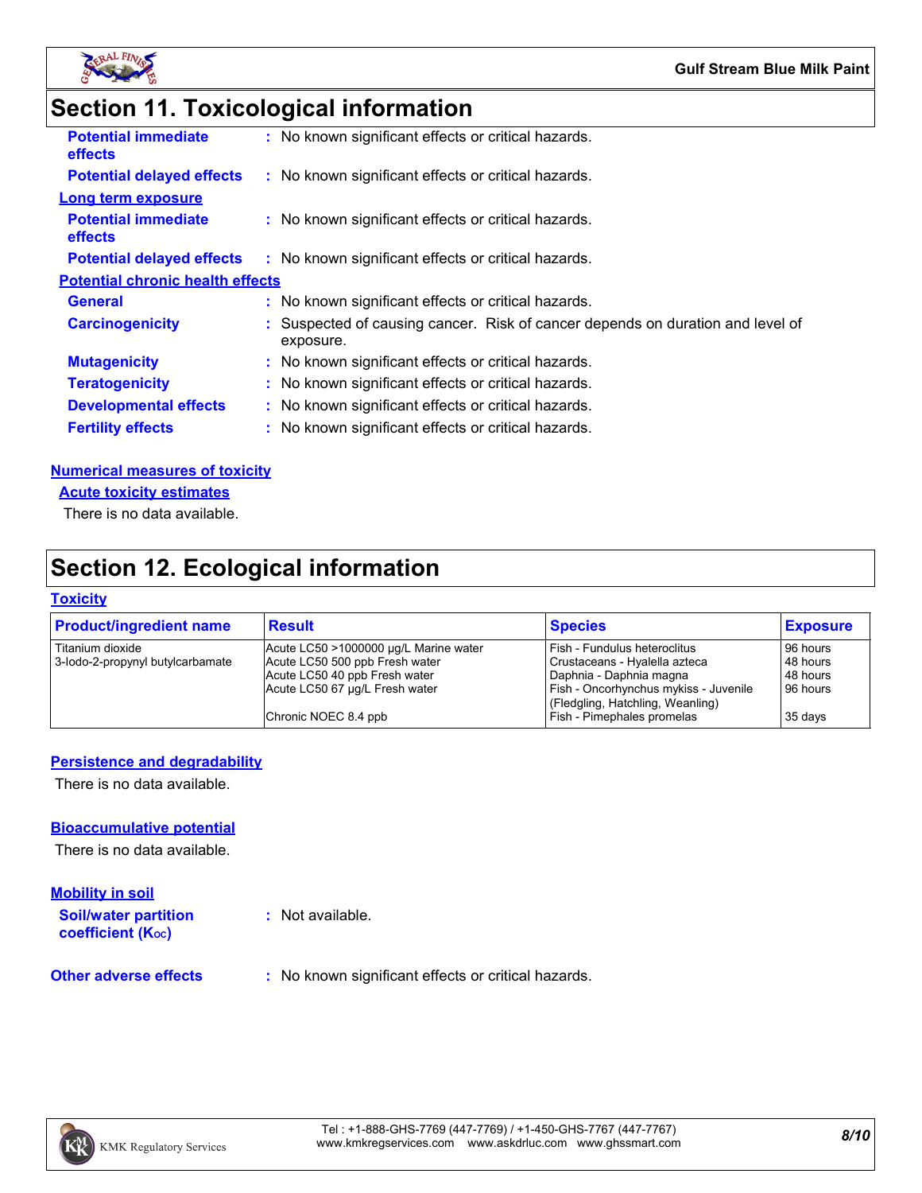# Section 11. Toxicological information

**Potential immediate effects** : No known significant effects or critical hazards.

**Potential delayed effects** : No known significant effects or critical hazards.

**Long term exposure**

**Potential immediate effects** : No known significant effects or critical hazards.

**Potential delayed effects** : No known significant effects or critical hazards.

**Potential chronic health effects**

**General** : No known significant effects or critical hazards.

**Carcinogenicity** : Suspected of causing cancer. Risk of cancer depends on duration and level of exposure.

**Mutagenicity** : No known significant effects or critical hazards.

**Teratogenicity** : No known significant effects or critical hazards.

**Developmental effects** : No known significant effects or critical hazards.

**Fertility effects** : No known significant effects or critical hazards.

**Numerical measures of toxicity**

**Acute toxicity estimates**

There is no data available.

# Section 12. Ecological information

**Toxicity**

| Product/ingredient name | Result | Species | Exposure |
|---|---|---|---|
| Titanium dioxide | Acute LC50 >1000000 µg/L Marine water | Fish - Fundulus heteroclitus | 96 hours |
| 3-Iodo-2-propynyl butylcarbamate | Acute LC50 500 ppb Fresh water | Crustaceans - Hyalella azteca | 48 hours |
| | Acute LC50 40 ppb Fresh water | Daphnia - Daphnia magna | 48 hours |
| | Acute LC50 67 µg/L Fresh water | Fish - Oncorhynchus mykiss - Juvenile (Fledgling, Hatchling, Weanling) | 96 hours |
| | Chronic NOEC 8.4 ppb | Fish - Pimephales promelas | 35 days |

**Persistence and degradability**

There is no data available.

**Bioaccumulative potential**

There is no data available.

**Mobility in soil**

**Soil/water partition coefficient ($K_{OC}$)** : Not available.

**Other adverse effects** : No known significant effects or critical hazards.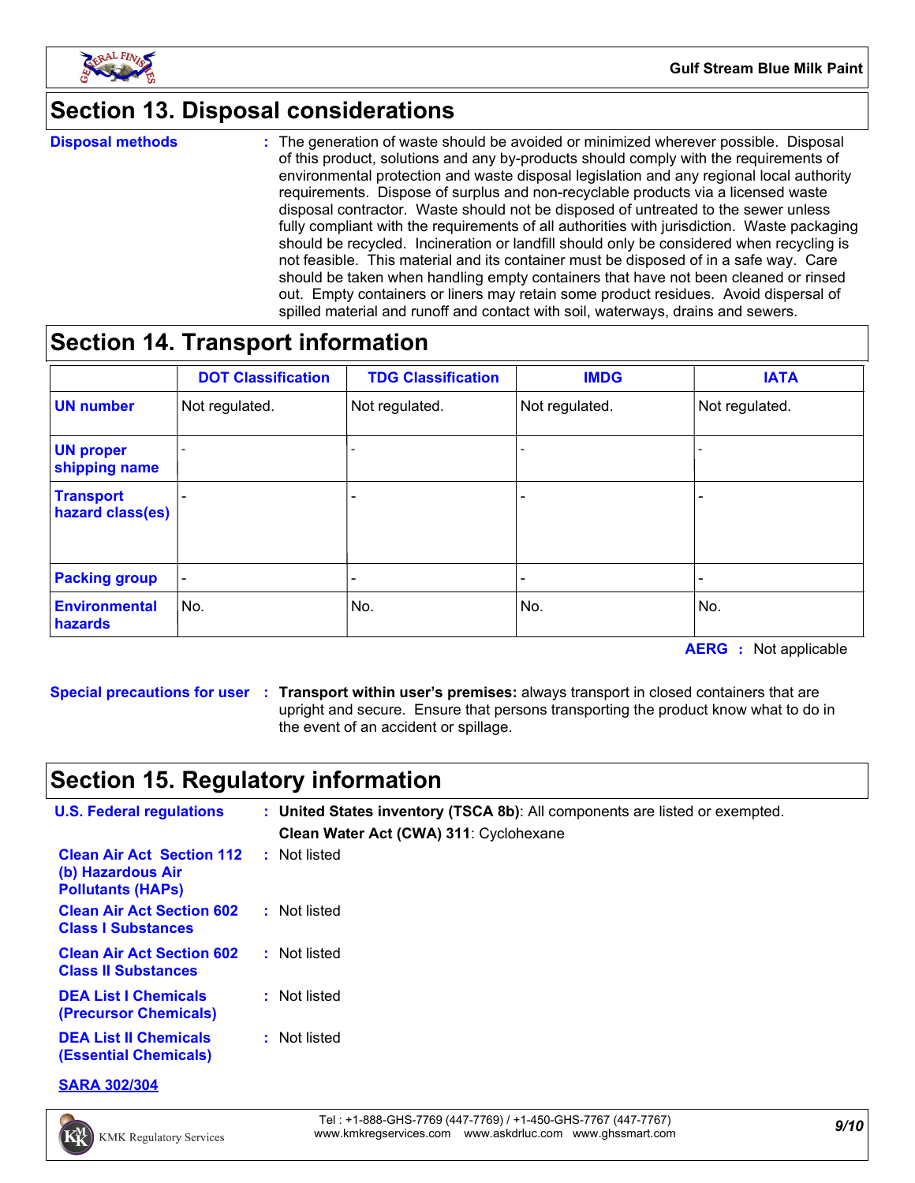## Section 13. Disposal considerations

**Disposal methods** : The generation of waste should be avoided or minimized wherever possible. Disposal of this product, solutions and any by-products should comply with the requirements of environmental protection and waste disposal legislation and any regional local authority requirements. Dispose of surplus and non-recyclable products via a licensed waste disposal contractor. Waste should not be disposed of untreated to the sewer unless fully compliant with the requirements of all authorities with jurisdiction. Waste packaging should be recycled. Incineration or landfill should only be considered when recycling is not feasible. This material and its container must be disposed of in a safe way. Care should be taken when handling empty containers that have not been cleaned or rinsed out. Empty containers or liners may retain some product residues. Avoid dispersal of spilled material and runoff and contact with soil, waterways, drains and sewers.

## Section 14. Transport information

| | DOT Classification | TDG Classification | IMDG | IATA |
|---|---|---|---|---|
| UN number | Not regulated. | Not regulated. | Not regulated. | Not regulated. |
| UN proper shipping name | - | - | - | - |
| Transport hazard class(es) | - | - | - | - |
| Packing group | - | - | - | - |
| Environmental hazards | No. | No. | No. | No. |

**AERG** : Not applicable

**Special precautions for user** : **Transport within user's premises:** always transport in closed containers that are upright and secure. Ensure that persons transporting the product know what to do in the event of an accident or spillage.

## Section 15. Regulatory information

**U.S. Federal regulations** : **United States inventory (TSCA 8b)**: All components are listed or exempted.

**Clean Water Act (CWA) 311**: Cyclohexane

**Clean Air Act Section 112 (b) Hazardous Air Pollutants (HAPs)** : Not listed

**Clean Air Act Section 602 Class I Substances** : Not listed

**Clean Air Act Section 602 Class II Substances** : Not listed

**DEA List I Chemicals (Precursor Chemicals)** : Not listed

**DEA List II Chemicals (Essential Chemicals)** : Not listed

**SARA 302/304**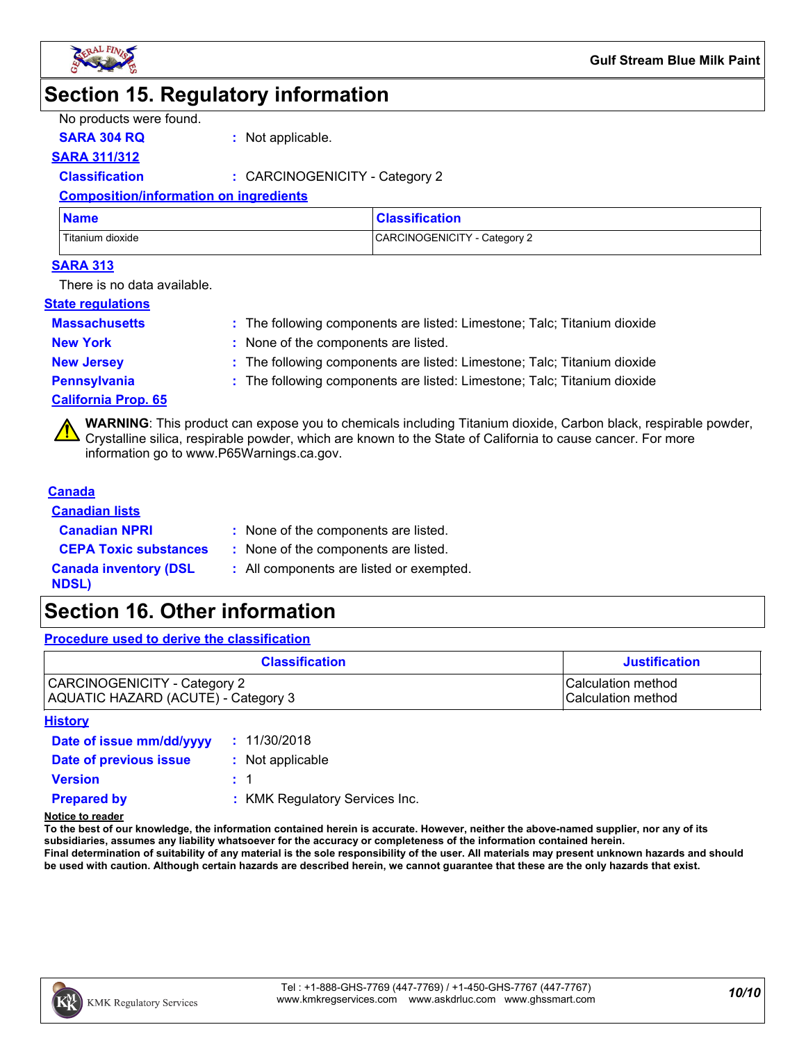## Section 15. Regulatory information

No products were found.

**SARA 304 RQ** : Not applicable.

**SARA 311/312**

**Classification** : CARCINOGENICITY - Category 2

**Composition/information on ingredients**

| Name | Classification |
|---|---|
| Titanium dioxide | CARCINOGENICITY - Category 2 |

**SARA 313**

There is no data available.

**State regulations**

**Massachusetts** : The following components are listed: Limestone; Talc; Titanium dioxide

**New York** : None of the components are listed.

**New Jersey** : The following components are listed: Limestone; Talc; Titanium dioxide

**Pennsylvania** : The following components are listed: Limestone; Talc; Titanium dioxide

**California Prop. 65**

**WARNING**: This product can expose you to chemicals including Titanium dioxide, Carbon black, respirable powder, Crystalline silica, respirable powder, which are known to the State of California to cause cancer. For more information go to www.P65Warnings.ca.gov.

**Canada**

**Canadian lists**

**Canadian NPRI** : None of the components are listed.

**CEPA Toxic substances** : None of the components are listed.

**Canada inventory (DSL NDSL)** : All components are listed or exempted.

## Section 16. Other information

**Procedure used to derive the classification**

| Classification | Justification |
|---|---|
| CARCINOGENICITY - Category 2<br>AQUATIC HAZARD (ACUTE) - Category 3 | Calculation method<br>Calculation method |

**History**

**Date of issue mm/dd/yyyy** : 11/30/2018

**Date of previous issue** : Not applicable

**Version** : 1

**Prepared by** : KMK Regulatory Services Inc.

**Notice to reader**

**To the best of our knowledge, the information contained herein is accurate. However, neither the above-named supplier, nor any of its subsidiaries, assumes any liability whatsoever for the accuracy or completeness of the information contained herein.**
**Final determination of suitability of any material is the sole responsibility of the user. All materials may present unknown hazards and should be used with caution. Although certain hazards are described herein, we cannot guarantee that these are the only hazards that exist.**

Tel : +1-888-GHS-7769 (447-7769) / +1-450-GHS-7767 (447-7767)
www.kmkregservices.com www.askdrluc.com www.ghssmart.com